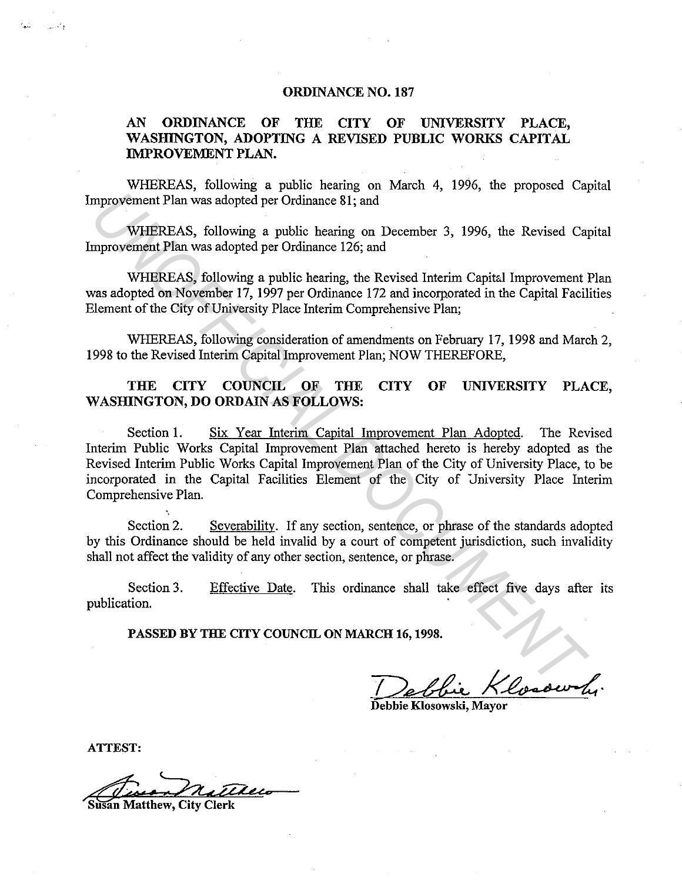# ORDINANCE NO. 187

## AN ORDINANCE OF THE CITY OF UNIVERSITY PLACE, WASHINGTON, ADOPTING A REVISED PUBLIC WORKS CAPITAL IMPROVEMENT PLAN.

WHEREAS, following a public hearing on March 4, 1996, the proposed Capital Improvement Plan was adopted per Ordinance 81; and

WHEREAS, following a public hearing on December 3, 1996, the Revised Capital Improvement Plan was adopted per Ordinance 126; and

WHEREAS, following a public hearing, the Revised Interim Capital Improvement Plan was adopted on November 17, 1997 per Ordinance 172 and incorporated in the Capital Facilities Element of the City of University Place Interim Comprehensive Plan;

WHEREAS, following consideration of amendments on February 17, 1998 and March 2, 1998 to the Revised Interim Capital Improvement Plan; NOW THEREFORE,

**THE CITY COUNCIL OF THE CITY OF UNIVERSITY PLACE, WASHINGTON, DO ORDAIN AS FOLLOWS:**

Section 1. Six Year Interim Capital Improvement Plan Adopted. The Revised Interim Public Works Capital Improvement Plan attached hereto is hereby adopted as the Revised Interim Public Works Capital Improvement Plan of the City of University Place, to be incorporated in the Capital Facilities Element of the City of University Place Interim Comprehensive Plan.

Section 2. Severability. If any section, sentence, or phrase of the standards adopted by this Ordinance should be held invalid by a court of competent jurisdiction, such invalidity shall not affect the validity of any other section, sentence, or phrase.

Section 3. Effective Date. This ordinance shall take effect five days after its publication.

**PASSED BY THE CITY COUNCIL ON MARCH 16, 1998.**

Debbie Klosowski, Mayor

ATTEST:

Susan Matthew, City Clerk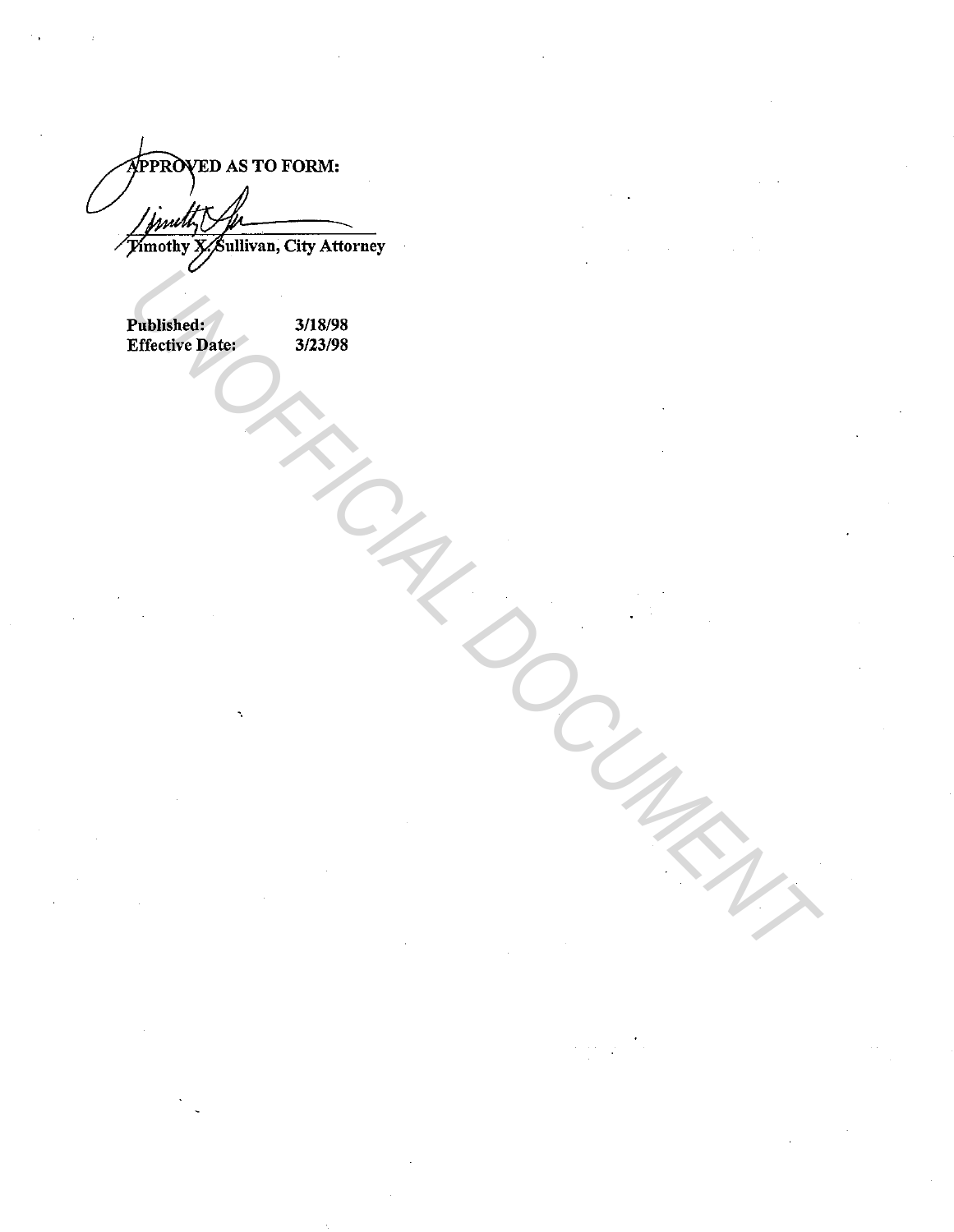**APPROVED AS TO FORM:**

Timothy X. Sullivan, City Attorney

| | |
|---|---|
| **Published:** | **3/18/98** |
| **Effective Date:** | **3/23/98** |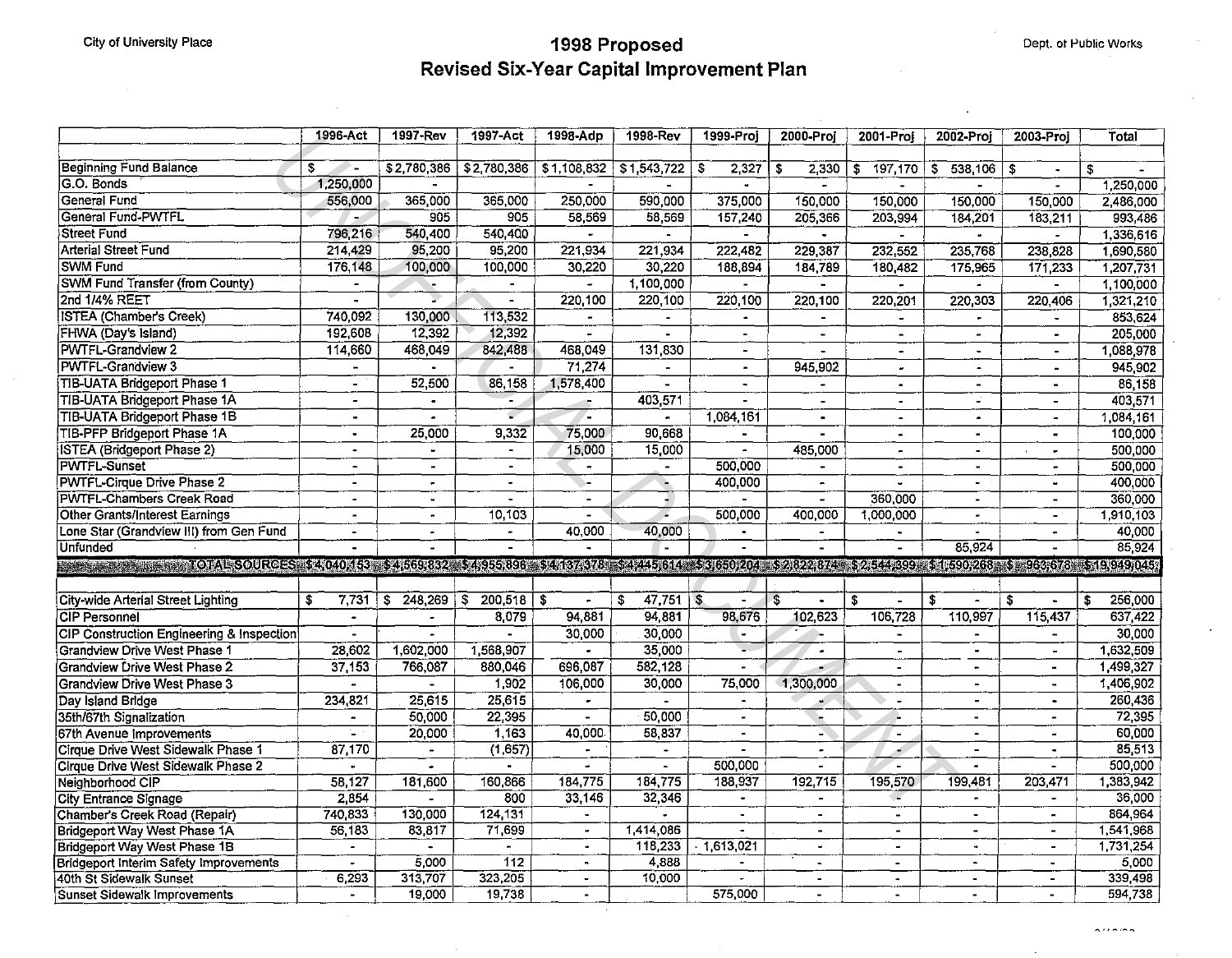City of University Place

# 1998 Proposed
## Revised Six-Year Capital Improvement Plan

Dept. of Public Works

| | 1996-Act | 1997-Rev | 1997-Act | 1998-Adp | 1998-Rev | 1999-Proj | 2000-Proj | 2001-Proj | 2002-Proj | 2003-Proj | Total |
|---|---|---|---|---|---|---|---|---|---|---|---|
| Beginning Fund Balance | $ - | $ 2,780,386 | $ 2,780,386 | $ 1,108,832 | $ 1,543,722 | $ 2,327 | $ 2,330 | $ 197,170 | $ 538,106 | $ - | $ - |
| G.O. Bonds | 1,250,000 | - | | | - | - | | | | | 1,250,000 |
| General Fund | 556,000 | 365,000 | 365,000 | 250,000 | 590,000 | 375,000 | 150,000 | 150,000 | 150,000 | 150,000 | 2,486,000 |
| General Fund-PWTFL | - | 905 | 905 | 58,569 | 58,569 | 157,240 | 205,366 | 203,994 | 184,201 | 183,211 | 993,486 |
| Street Fund | 796,216 | 540,400 | 540,400 | - | - | - | - | - | - | - | 1,336,616 |
| Arterial Street Fund | 214,429 | 95,200 | 95,200 | 221,934 | 221,934 | 222,482 | 229,387 | 232,552 | 235,768 | 238,828 | 1,690,580 |
| SWM Fund | 176,148 | 100,000 | 100,000 | 30,220 | 30,220 | 188,894 | 184,789 | 180,482 | 175,965 | 171,233 | 1,207,731 |
| SWM Fund Transfer (from County) | - | - | - | - | 1,100,000 | - | - | - | - | - | 1,100,000 |
| 2nd 1/4% REET | - | - | - | 220,100 | 220,100 | 220,100 | 220,100 | 220,201 | 220,303 | 220,406 | 1,321,210 |
| ISTEA (Chamber's Creek) | 740,092 | 130,000 | 113,532 | - | - | - | - | - | - | - | 853,624 |
| FHWA (Day's Island) | 192,608 | 12,392 | 12,392 | - | - | - | - | - | - | - | 205,000 |
| PWTFL-Grandview 2 | 114,660 | 468,049 | 842,488 | 468,049 | 131,830 | - | - | - | - | - | 1,088,978 |
| PWTFL-Grandview 3 | - | - | - | 71,274 | - | - | 945,902 | - | - | - | 945,902 |
| TIB-UATA Bridgeport Phase 1 | - | 52,500 | 86,158 | 1,578,400 | - | - | - | - | - | - | 86,158 |
| TIB-UATA Bridgeport Phase 1A | - | - | - | - | 403,571 | - | - | - | - | - | 403,571 |
| TIB-UATA Bridgeport Phase 1B | - | - | - | - | - | 1,084,161 | - | - | - | - | 1,084,161 |
| TIB-PFP Bridgeport Phase 1A | - | 25,000 | 9,332 | 75,000 | 90,668 | - | - | - | - | - | 100,000 |
| ISTEA (Bridgeport Phase 2) | - | - | - | 15,000 | 15,000 | - | 485,000 | - | - | - | 500,000 |
| PWTFL-Sunset | - | - | - | - | - | 500,000 | - | - | - | - | 500,000 |
| PWTFL-Cirque Drive Phase 2 | - | - | - | - | - | 400,000 | - | - | - | - | 400,000 |
| PWTFL-Chambers Creek Road | - | - | - | - | - | - | - | 360,000 | - | - | 360,000 |
| Other Grants/Interest Earnings | - | - | 10,103 | - | - | 500,000 | 400,000 | 1,000,000 | - | - | 1,910,103 |
| Lone Star (Grandview III) from Gen Fund | - | - | - | 40,000 | 40,000 | - | - | - | - | - | 40,000 |
| Unfunded | - | - | - | - | - | - | - | - | 85,924 | - | 85,924 |
| **TOTAL SOURCES** | **$ 4,040,153** | **$ 4,569,832** | **$ 4,955,896** | **$ 4,137,378** | **$ 4,445,614** | **$ 3,650,204** | **$ 2,822,874** | **$ 2,544,399** | **$ 1,590,268** | **$ 963,678** | **$ 19,949,045** |
| | | | | | | | | | | | |
| City-wide Arterial Street Lighting | $ 7,731 | $ 248,269 | $ 200,518 | $ - | $ 47,751 | $ - | $ - | $ - | $ - | $ - | $ 256,000 |
| CIP Personnel | - | - | 8,079 | 94,881 | 94,881 | 98,676 | 102,623 | 106,728 | 110,997 | 115,437 | 637,422 |
| CIP Construction Engineering & Inspection | - | - | - | 30,000 | 30,000 | - | - | - | - | - | 30,000 |
| Grandview Drive West Phase 1 | 28,602 | 1,602,000 | 1,568,907 | - | 35,000 | - | - | - | - | - | 1,632,509 |
| Grandview Drive West Phase 2 | 37,153 | 766,087 | 880,046 | 696,087 | 582,128 | - | - | - | - | - | 1,499,327 |
| Grandview Drive West Phase 3 | - | - | 1,902 | 106,000 | 30,000 | 75,000 | 1,300,000 | - | - | - | 1,406,902 |
| Day Island Bridge | 234,821 | 25,615 | 25,615 | - | - | - | - | - | - | - | 260,436 |
| 35th/67th Signalization | - | 50,000 | 22,395 | - | 50,000 | - | - | - | - | - | 72,395 |
| 67th Avenue Improvements | - | 20,000 | 1,163 | 40,000 | 58,837 | - | - | - | - | - | 60,000 |
| Cirque Drive West Sidewalk Phase 1 | 87,170 | - | (1,657) | - | - | - | - | - | - | - | 85,513 |
| Cirque Drive West Sidewalk Phase 2 | - | - | - | - | - | 500,000 | - | - | - | - | 500,000 |
| Neighborhood CIP | 58,127 | 181,600 | 160,866 | 184,775 | 184,775 | 188,937 | 192,715 | 195,570 | 199,481 | 203,471 | 1,383,942 |
| City Entrance Signage | 2,854 | - | 800 | 33,146 | 32,346 | - | - | - | - | - | 36,000 |
| Chamber's Creek Road (Repair) | 740,833 | 130,000 | 124,131 | - | - | - | - | - | - | - | 864,964 |
| Bridgeport Way West Phase 1A | 56,183 | 83,817 | 71,699 | - | 1,414,086 | - | - | - | - | - | 1,541,968 |
| Bridgeport Way West Phase 1B | - | - | - | - | 118,233 | 1,613,021 | - | - | - | - | 1,731,254 |
| Bridgeport Interim Safety Improvements | - | 5,000 | 112 | - | 4,888 | - | - | - | - | - | 5,000 |
| 40th St Sidewalk Sunset | 6,293 | 313,707 | 323,205 | - | 10,000 | - | - | - | - | - | 339,498 |
| Sunset Sidewalk Improvements | - | 19,000 | 19,738 | - | | 575,000 | - | - | - | - | 594,738 |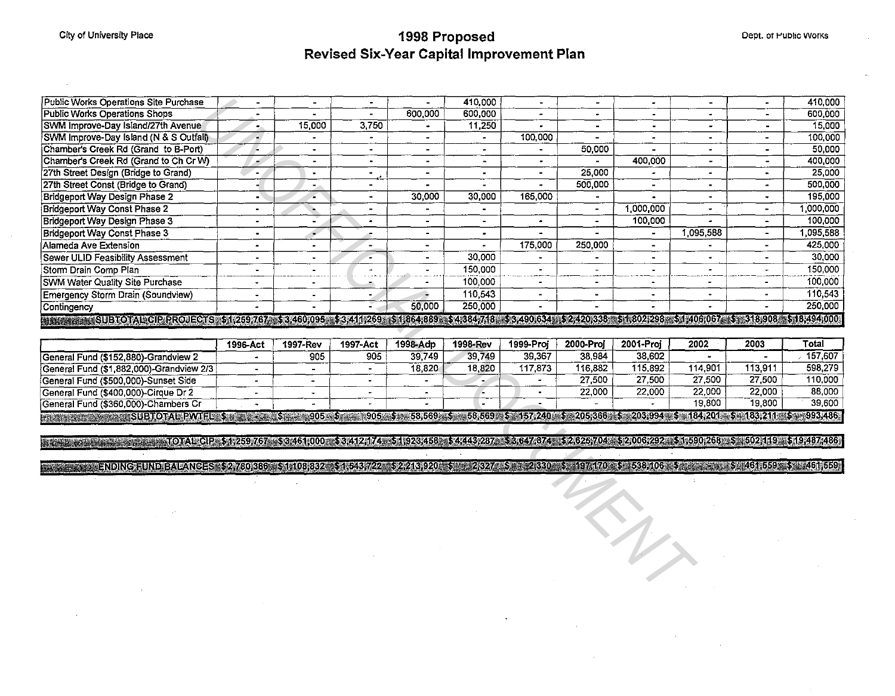City of University Place

# 1998 Proposed
## Revised Six-Year Capital Improvement Plan

Dept. of Public Works

| | | | | | | | | | | | |
|---|---|---|---|---|---|---|---|---|---|---|---|
| Public Works Operations Site Purchase | - | - | - | - | 410,000 | - | - | - | - | - | 410,000 |
| Public Works Operations Shops | - | - | - | 600,000 | 600,000 | - | - | - | - | - | 600,000 |
| SWM Improve-Day Island/27th Avenue | - | 15,000 | 3,750 | - | 11,250 | - | - | - | - | - | 15,000 |
| SWM Improve-Day Island (N & S Outfall) | - | - | - | - | - | 100,000 | - | - | - | - | 100,000 |
| Chamber's Creek Rd (Grand to B-Port) | - | - | - | - | - | - | 50,000 | - | - | - | 50,000 |
| Chamber's Creek Rd (Grand to Ch Cr W) | - | - | - | - | - | - | - | 400,000 | - | - | 400,000 |
| 27th Street Design (Bridge to Grand) | - | - | - | - | - | - | 25,000 | - | - | - | 25,000 |
| 27th Street Const (Bridge to Grand) | - | - | - | - | - | - | 500,000 | - | - | - | 500,000 |
| Bridgeport Way Design Phase 2 | - | - | - | 30,000 | 30,000 | 165,000 | - | - | - | - | 195,000 |
| Bridgeport Way Const Phase 2 | - | - | - | - | - | - | - | 1,000,000 | - | - | 1,000,000 |
| Bridgeport Way Design Phase 3 | - | - | - | - | - | - | - | 100,000 | - | - | 100,000 |
| Bridgeport Way Const Phase 3 | - | - | - | - | - | - | - | - | 1,095,588 | - | 1,095,588 |
| Alameda Ave Extension | - | - | - | - | - | 175,000 | 250,000 | - | - | - | 425,000 |
| Sewer ULID Feasibility Assessment | - | - | - | - | 30,000 | - | - | - | - | - | 30,000 |
| Storm Drain Comp Plan | - | - | - | - | 150,000 | - | - | - | - | - | 150,000 |
| SWM Water Quality Site Purchase | - | - | - | - | 100,000 | - | - | - | - | - | 100,000 |
| Emergency Storm Drain (Soundview) | - | - | - | - | 110,543 | - | - | - | - | - | 110,543 |
| Contingency | - | - | - | 50,000 | 250,000 | - | - | - | - | - | 250,000 |
| SUBTOTAL CIP PROJECTS | $1,259,767 | $3,460,095 | $3,411,269 | $1,864,889 | $4,384,718 | $3,490,634 | $2,420,338 | $1,802,298 | $1,406,067 | $318,908 | $18,494,000 |

| | 1996-Act | 1997-Rev | 1997-Act | 1998-Adp | 1998-Rev | 1999-Proj | 2000-Proj | 2001-Proj | 2002 | 2003 | Total |
|---|---|---|---|---|---|---|---|---|---|---|---|
| General Fund ($152,880)-Grandview 2 | - | 905 | 905 | 39,749 | 39,749 | 39,367 | 38,984 | 38,602 | - | - | 157,607 |
| General Fund ($1,882,000)-Grandview 2/3 | - | - | - | 18,820 | 18,820 | 117,873 | 116,882 | 115,892 | 114,901 | 113,911 | 598,279 |
| General Fund ($500,000)-Sunset Side | - | - | - | - | - | - | 27,500 | 27,500 | 27,500 | 27,500 | 110,000 |
| General Fund ($400,000)-Cirque Dr 2 | - | - | - | - | - | - | 22,000 | 22,000 | 22,000 | 22,000 | 88,000 |
| General Fund ($360,000)-Chambers Cr | - | - | - | - | - | - | - | - | 19,800 | 19,800 | 39,600 |
| SUBTOTAL PWTF | $ - | $ 905 | $ 905 | $ 58,569 | $ 58,569 | $ 157,240 | $ 205,366 | $ 203,994 | $ 184,201 | $ 183,211 | $ 993,486 |
| TOTAL CIP | $1,259,767 | $3,461,000 | $3,412,174 | $1,923,458 | $4,443,287 | $3,647,874 | $2,625,704 | $2,006,292 | $1,590,268 | $ 502,119 | $19,487,486 |
| ENDING FUND BALANCES | $2,780,386 | $1,108,832 | $1,543,722 | $2,213,920 | $ 2,327 | $ 2,330 | $ 197,170 | $ 538,106 | $ - | $ 461,559 | $ 461,559 |